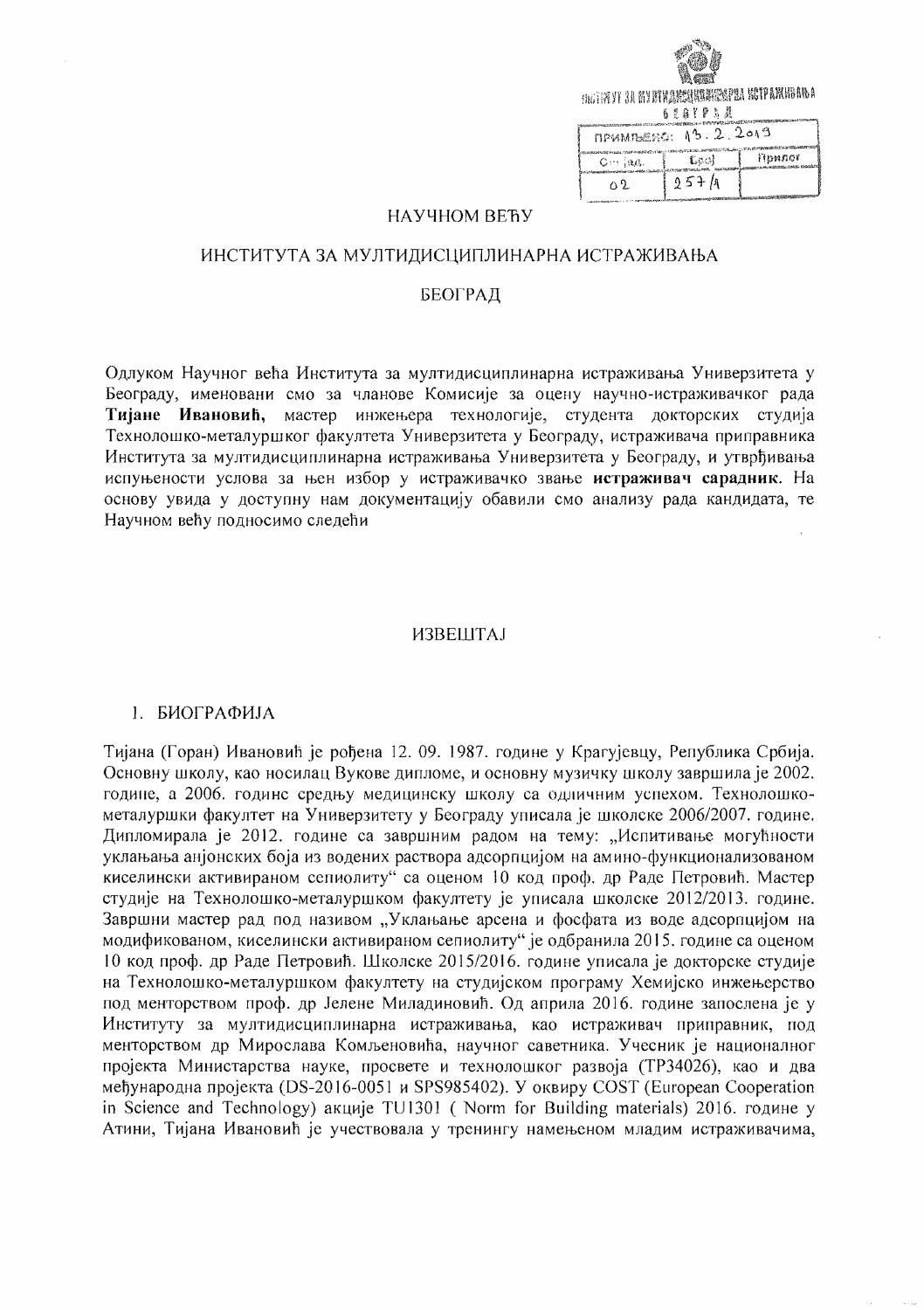ИНСТИТУТ ЗА МУЛТИДИСЦИПЛИНАРНА ИСТРАЖИВАЊА
БЕОГРАД

| ПРИМЉЕНО: 13. 2. 2019 | | |
|---|---|---|
| Орг. јед. | Број | Прилог |
| 02 | 257/1 | |

НАУЧНОМ ВЕЋУ

ИНСТИТУТА ЗА МУЛТИДИСЦИПЛИНАРНА ИСТРАЖИВАЊА

БЕОГРАД

Одлуком Научног већа Института за мултидисциплинарна истраживања Универзитета у Београду, именовани смо за чланове Комисије за оцену научно-истраживачког рада **Тијане Ивановић,** мастер инжењера технологије, студента докторских студија Технолошко-металуршког факултета Универзитета у Београду, истраживача приправника Института за мултидисциплинарна истраживања Универзитета у Београду, и утврђивања испуњености услова за њен избор у истраживачко звање **истраживач сарадник.** На основу увида у доступну нам документацију обавили смо анализу рада кандидата, те Научном већу подносимо следећи

ИЗВЕШТАЈ

## 1. БИОГРАФИЈА

Тијана (Горан) Ивановић је рођена 12. 09. 1987. године у Крагујевцу, Република Србија. Основну школу, као носилац Вукове дипломе, и основну музичку школу завршила је 2002. године, а 2006. године средњу медицинску школу са одличним успехом. Технолошко-металуршки факултет на Универзитету у Београду уписала је школске 2006/2007. године. Дипломирала је 2012. године са завршним радом на тему: „Испитивање могућности уклањања анјонских боја из водених раствора адсорпцијом на амино-функционализованом киселински активираном сепиолиту" са оценом 10 код проф. др Раде Петровић. Мастер студије на Технолошко-металуршком факултету је уписала школске 2012/2013. године. Завршни мастер рад под називом „Уклањање арсена и фосфата из воде адсорпцијом на модификованом, киселински активираном сепиолиту" је одбранила 2015. године са оценом 10 код проф. др Раде Петровић. Школске 2015/2016. године уписала је докторске студије на Технолошко-металуршком факултету на студијском програму Хемијско инжењерство под менторством проф. др Јелене Миладиновић. Од априла 2016. године запослена је у Институту за мултидисциплинарна истраживања, као истраживач приправник, под менторством др Мирослава Комљеновића, научног саветника. Учесник је националног пројекта Министарства науке, просвете и технолошког развоја (ТР34026), као и два међународна пројекта (DS-2016-0051 и SPS985402). У оквиру COST (European Cooperation in Science and Technology) акције TU1301 ( Norm for Building materials) 2016. године у Атини, Тијана Ивановић је учествовала у тренингу намењеном младим истраживачима,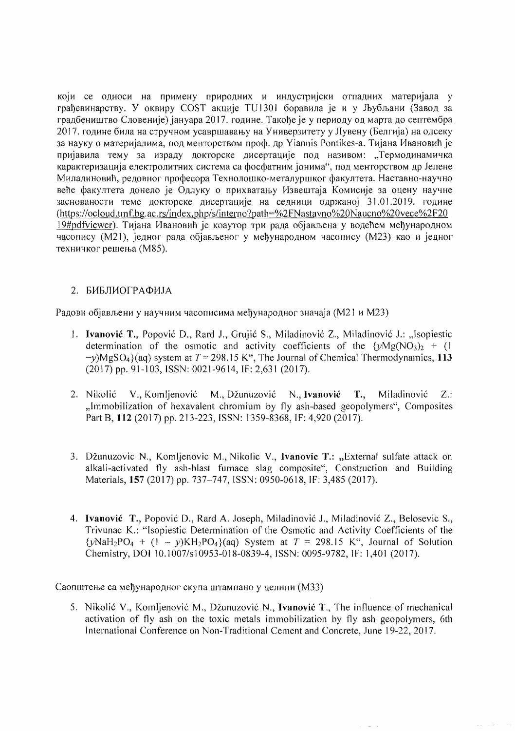који се односи на примену природних и индустријски отпадних материјала у грађевинарству. У оквиру COST акције TU1301 боравила је и у Љубљани (Завод за градбеништво Словеније) јануара 2017. године. Такође је у периоду од марта до септембра 2017. године била на стручном усавршавању на Универзитету у Лувену (Белгија) на одсеку за науку о материјалима, под менторством проф. др Yiannis Pontikes-а. Тијана Ивановић је пријавила тему за израду докторске дисертације под називом: „Термодинамичка карактеризација електролитних система са фосфатним јонима", под менторством др Јелене Миладиновић, редовног професора Технолошко-металуршког факултета. Наставно-научно веће факултета донело је Одлуку о прихватању Извештаја Комисије за оцену научне заснованости теме докторске дисертације на седници одржаној 31.01.2019. године (https://ocloud.tmf.bg.ac.rs/index.php/s/interno?path=%2FNastavno%20Naucno%20vece%2F2019#pdfviewer). Тијана Ивановић је коаутор три рада објављена у водећем међународном часопису (M21), једног рада објављеног у међународном часопису (M23) као и једног техничког решења (M85).

## 2. БИБЛИОГРАФИЈА

Радови објављени у научним часописима међународног значаја (M21 и M23)

1. **Ivanović T.**, Popović D., Rard J., Grujić S., Miladinović Z., Miladinović J.: „Isopiestic determination of the osmotic and activity coefficients of the $\{yMg(NO_3)_2 + (1-y)MgSO_4\}(aq)$ system at $T = 298.15$ K", The Journal of Chemical Thermodynamics, **113** (2017) pp. 91-103, ISSN: 0021-9614, IF: 2,631 (2017).

2. Nikolić V., Komljenović M., Džunuzović N., **Ivanović T.**, Miladinović Z.: „Immobilization of hexavalent chromium by fly ash-based geopolymers", Composites Part B, **112** (2017) pp. 213-223, ISSN: 1359-8368, IF: 4,920 (2017).

3. Džunuzovic N., Komljenovic M., Nikolic V., **Ivanovic T.**: „External sulfate attack on alkali-activated fly ash-blast furnace slag composite", Construction and Building Materials, **157** (2017) pp. 737–747, ISSN: 0950-0618, IF: 3,485 (2017).

4. **Ivanović T.**, Popović D., Rard A. Joseph, Miladinović J., Miladinović Z., Belosevic S., Trivunac K.: "Isopiestic Determination of the Osmotic and Activity Coefficients of the $\{yNaH_2PO_4 + (1-y)KH_2PO_4\}(aq)$ System at $T = 298.15$ K", Journal of Solution Chemistry, DOI 10.1007/s10953-018-0839-4, ISSN: 0095-9782, IF: 1,401 (2017).

Саопштење са међународног скупа штампано у целини (M33)

5. Nikolić V., Komljenović M., Džunuzović N., **Ivanović T.**, The influence of mechanical activation of fly ash on the toxic metals immobilization by fly ash geopolymers, 6th International Conference on Non-Traditional Cement and Concrete, June 19-22, 2017.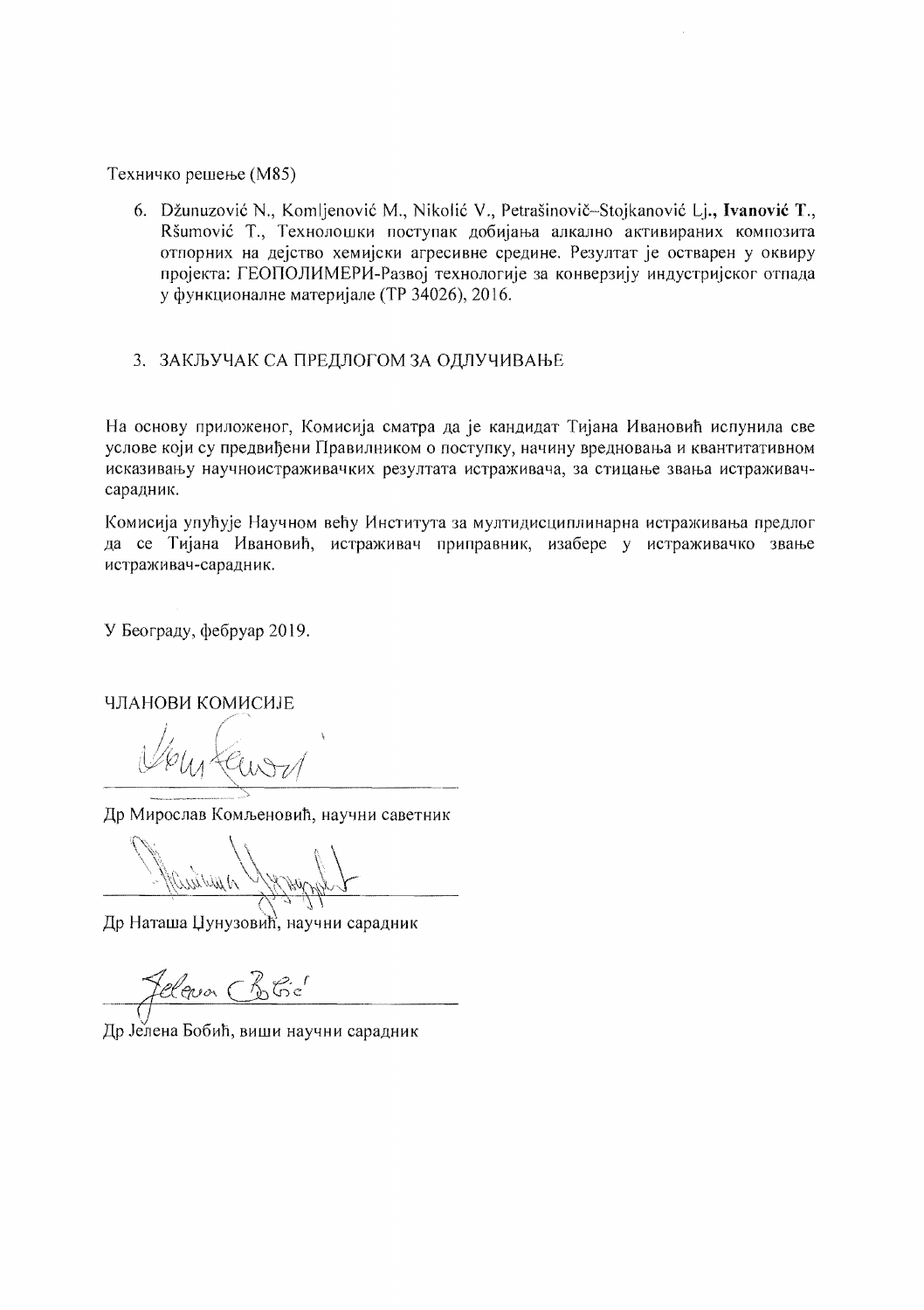Техничко решење (М85)

6. Džunuzović N., Komljenović M., Nikolić V., Petrašinovič–Stojkanović Lj., **Ivanović T.**, Ršumović T., Технолошки поступак добијања алкално активираних композита отпорних на дејство хемијски агресивне средине. Резултат је остварен у оквиру пројекта: ГЕОПОЛИМЕРИ-Развој технологије за конверзију индустријског отпада у функционалне материјале (ТР 34026), 2016.

## 3. ЗАКЉУЧАК СА ПРЕДЛОГОМ ЗА ОДЛУЧИВАЊЕ

На основу приложеног, Комисија сматра да је кандидат Тијана Ивановић испунила све услове који су предвиђени Правилником о поступку, начину вредновања и квантитативном исказивању научноистраживачких резултата истраживача, за стицање звања истраживач-сарадник.

Комисија упућује Научном већу Института за мултидисциплинарна истраживања предлог да се Тијана Ивановић, истраживач приправник, изабере у истраживачко звање истраживач-сарадник.

У Београду, фебруар 2019.

ЧЛАНОВИ КОМИСИЈЕ

Др Мирослав Комљеновић, научни саветник

Др Наташа Џунузовић, научни сарадник

Др Јелена Бобић, виши научни сарадник